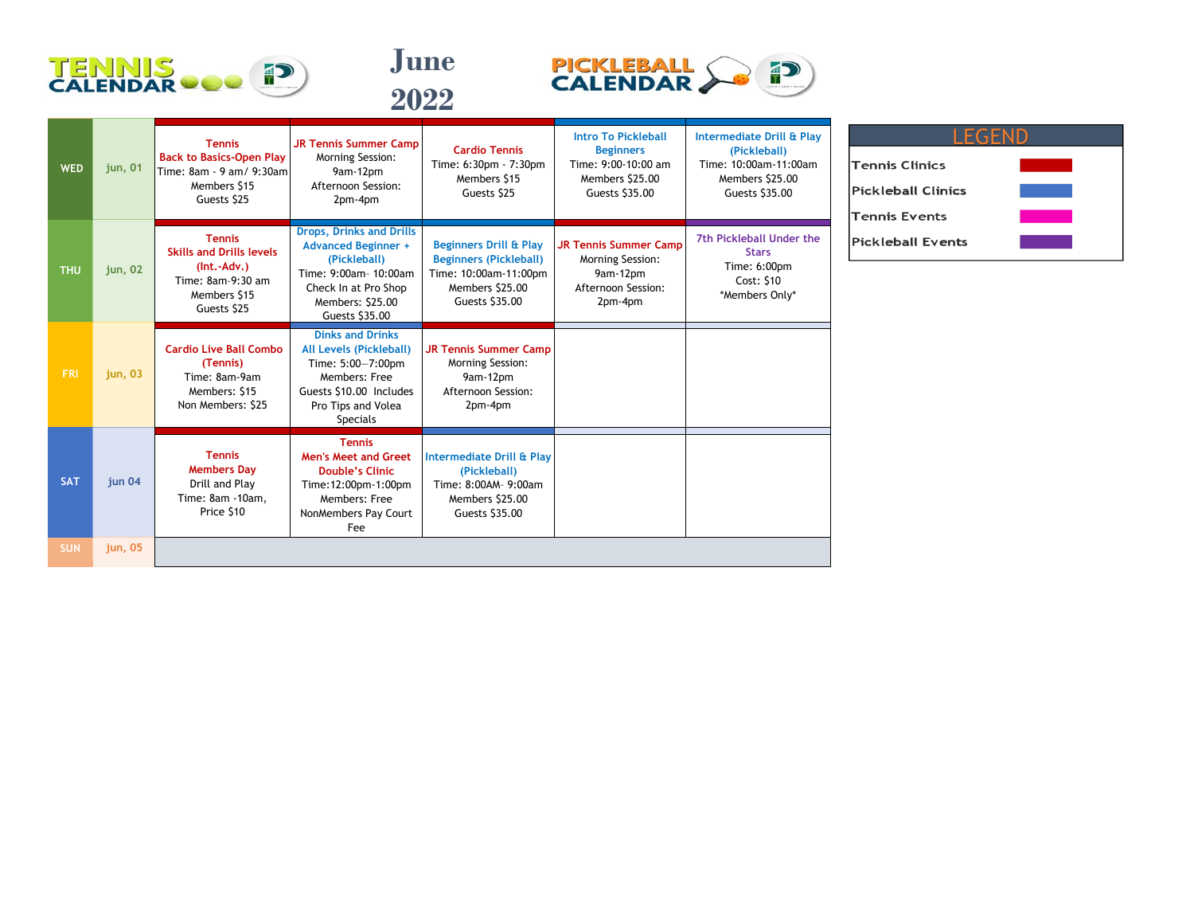# TENNIS CALENDAR

# June 2022

# PICKLEBALL CALENDAR

| Day | Date | | | | | |
|---|---|---|---|---|---|---|
| WED | jun, 01 | Tennis<br>Back to Basics-Open Play<br>Time: 8am - 9 am/ 9:30am<br>Members $15<br>Guests $25 | JR Tennis Summer Camp<br>Morning Session:<br>9am-12pm<br>Afternoon Session:<br>2pm-4pm | Cardio Tennis<br>Time: 6:30pm - 7:30pm<br>Members $15<br>Guests $25 | Intro To Pickleball Beginners<br>Time: 9:00-10:00 am<br>Members $25.00<br>Guests $35.00 | Intermediate Drill & Play (Pickleball)<br>Time: 10:00am-11:00am<br>Members $25.00<br>Guests $35.00 |
| THU | jun, 02 | Tennis<br>Skills and Drills levels (Int.-Adv.)<br>Time: 8am-9:30 am<br>Members $15<br>Guests $25 | Drops, Drinks and Drills Advanced Beginner + (Pickleball)<br>Time: 9:00am- 10:00am<br>Check In at Pro Shop<br>Members: $25.00<br>Guests $35.00 | Beginners Drill & Play Beginners (Pickleball)<br>Time: 10:00am-11:00pm<br>Members $25.00<br>Guests $35.00 | JR Tennis Summer Camp<br>Morning Session:<br>9am-12pm<br>Afternoon Session:<br>2pm-4pm | 7th Pickleball Under the Stars<br>Time: 6:00pm<br>Cost: $10<br>*Members Only* |
| FRI | jun, 03 | Cardio Live Ball Combo (Tennis)<br>Time: 8am-9am<br>Members: $15<br>Non Members: $25 | Dinks and Drinks All Levels (Pickleball)<br>Time: 5:00–7:00pm<br>Members: Free<br>Guests $10.00 Includes Pro Tips and Volea Specials | JR Tennis Summer Camp<br>Morning Session:<br>9am-12pm<br>Afternoon Session:<br>2pm-4pm | | |
| SAT | jun 04 | Tennis<br>Members Day<br>Drill and Play<br>Time: 8am -10am,<br>Price $10 | Tennis<br>Men's Meet and Greet Double's Clinic<br>Time:12:00pm-1:00pm<br>Members: Free<br>NonMembers Pay Court Fee | Intermediate Drill & Play (Pickleball)<br>Time: 8:00AM- 9:00am<br>Members $25.00<br>Guests $35.00 | | |
| SUN | jun, 05 | | | | | |

| LEGEND | |
|---|---|
| Tennis Clinics | (red) |
| Pickleball Clinics | (blue) |
| Tennis Events | (pink) |
| Pickleball Events | (purple) |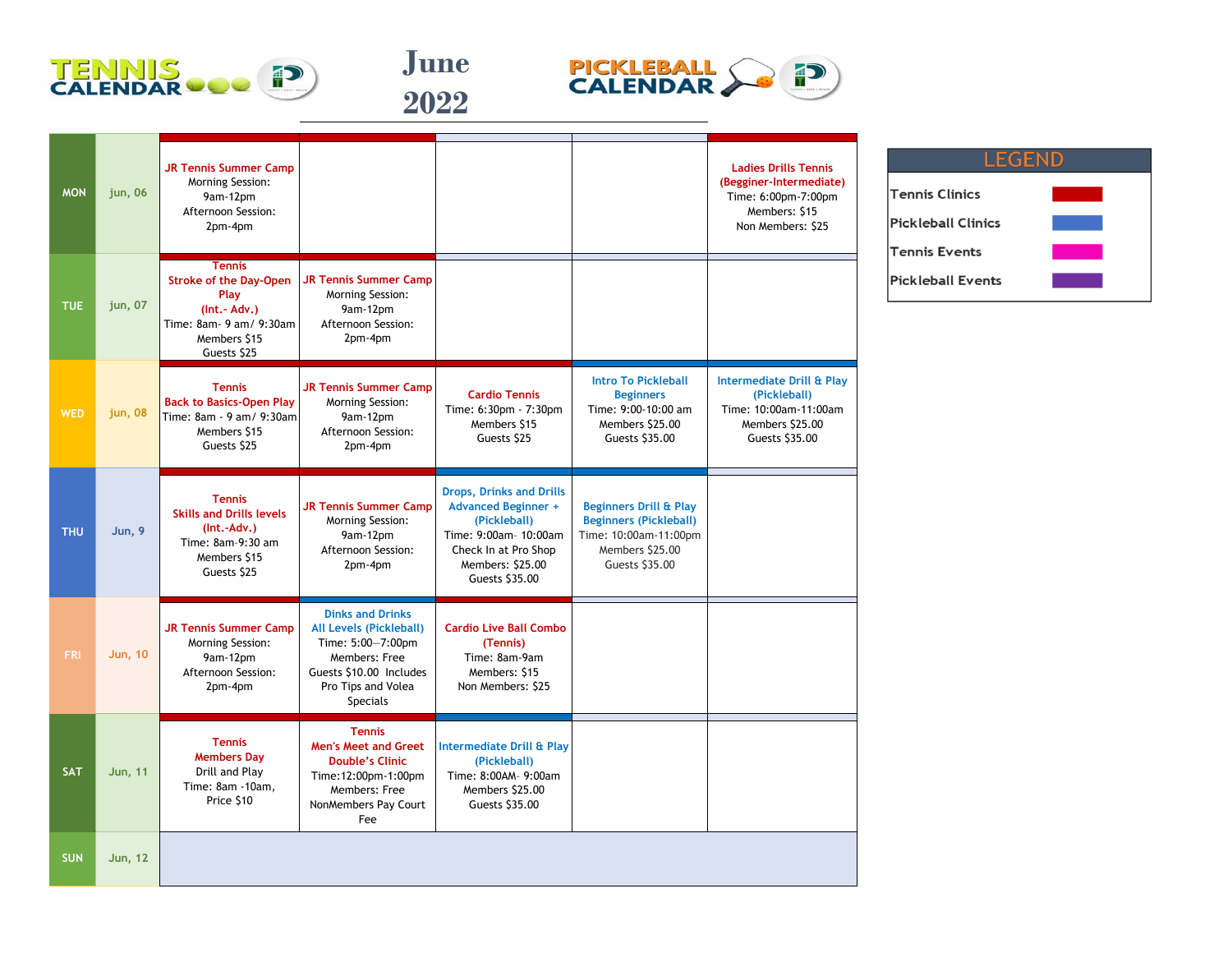# TENNIS CALENDAR

# June 2022

# PICKLEBALL CALENDAR

| Day | Date | | | | | |
|---|---|---|---|---|---|---|
| MON | jun, 06 | **JR Tennis Summer Camp**<br>Morning Session:<br>9am-12pm<br>Afternoon Session:<br>2pm-4pm | | | | **Ladies Drills Tennis (Begginer-Intermediate)**<br>Time: 6:00pm-7:00pm<br>Members: $15<br>Non Members: $25 |
| TUE | jun, 07 | **Tennis Stroke of the Day-Open Play (Int.- Adv.)**<br>Time: 8am- 9 am/ 9:30am<br>Members $15<br>Guests $25 | **JR Tennis Summer Camp**<br>Morning Session:<br>9am-12pm<br>Afternoon Session:<br>2pm-4pm | | | |
| WED | jun, 08 | **Tennis Back to Basics-Open Play**<br>Time: 8am - 9 am/ 9:30am<br>Members $15<br>Guests $25 | **JR Tennis Summer Camp**<br>Morning Session:<br>9am-12pm<br>Afternoon Session:<br>2pm-4pm | **Cardio Tennis**<br>Time: 6:30pm - 7:30pm<br>Members $15<br>Guests $25 | **Intro To Pickleball Beginners**<br>Time: 9:00-10:00 am<br>Members $25.00<br>Guests $35.00 | **Intermediate Drill & Play (Pickleball)**<br>Time: 10:00am-11:00am<br>Members $25.00<br>Guests $35.00 |
| THU | Jun, 9 | **Tennis Skills and Drills levels (Int.-Adv.)**<br>Time: 8am-9:30 am<br>Members $15<br>Guests $25 | **JR Tennis Summer Camp**<br>Morning Session:<br>9am-12pm<br>Afternoon Session:<br>2pm-4pm | **Drops, Drinks and Drills Advanced Beginner + (Pickleball)**<br>Time: 9:00am- 10:00am<br>Check In at Pro Shop<br>Members: $25.00<br>Guests $35.00 | **Beginners Drill & Play Beginners (Pickleball)**<br>Time: 10:00am-11:00pm<br>Members $25.00<br>Guests $35.00 | |
| FRI | Jun, 10 | **JR Tennis Summer Camp**<br>Morning Session:<br>9am-12pm<br>Afternoon Session:<br>2pm-4pm | **Dinks and Drinks All Levels (Pickleball)**<br>Time: 5:00—7:00pm<br>Members: Free<br>Guests $10.00 Includes Pro Tips and Volea Specials | **Cardio Live Ball Combo (Tennis)**<br>Time: 8am-9am<br>Members: $15<br>Non Members: $25 | | |
| SAT | Jun, 11 | **Tennis Members Day**<br>Drill and Play<br>Time: 8am -10am,<br>Price $10 | **Tennis Men's Meet and Greet Double's Clinic**<br>Time:12:00pm-1:00pm<br>Members: Free<br>NonMembers Pay Court Fee | **Intermediate Drill & Play (Pickleball)**<br>Time: 8:00AM- 9:00am<br>Members $25.00<br>Guests $35.00 | | |
| SUN | Jun, 12 | | | | | |

## LEGEND

| | |
|---|---|
| Tennis Clinics | (red) |
| Pickleball Clinics | (blue) |
| Tennis Events | (pink) |
| Pickleball Events | (purple) |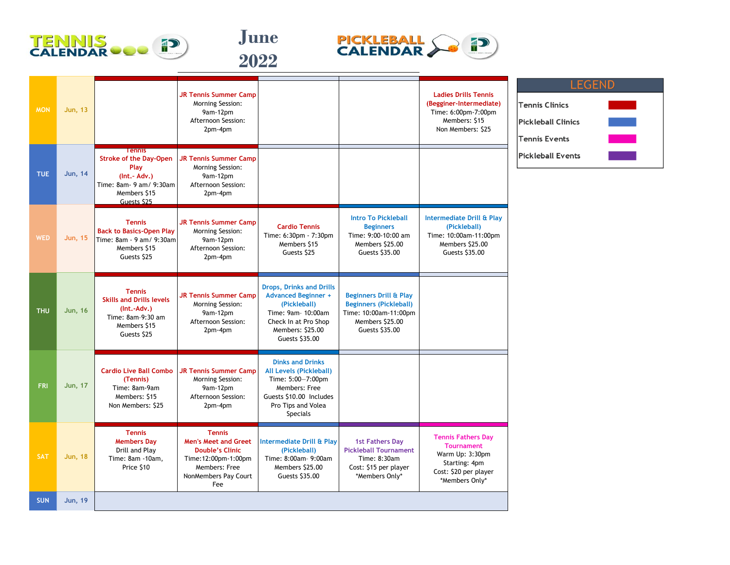# TENNIS CALENDAR

# June 2022

# PICKLEBALL CALENDAR

| Day | Date | | | | | |
|---|---|---|---|---|---|---|
| MON | Jun, 13 | | **JR Tennis Summer Camp** Morning Session: 9am-12pm Afternoon Session: 2pm-4pm | | | **Ladies Drills Tennis (Begginer-Intermediate)** Time: 6:00pm-7:00pm Members: $15 Non Members: $25 |
| TUE | Jun, 14 | **Tennis Stroke of the Day-Open Play (Int.- Adv.)** Time: 8am- 9 am/ 9:30am Members $15 Guests $25 | **JR Tennis Summer Camp** Morning Session: 9am-12pm Afternoon Session: 2pm-4pm | | | |
| WED | Jun, 15 | **Tennis Back to Basics-Open Play** Time: 8am - 9 am/ 9:30am Members $15 Guests $25 | **JR Tennis Summer Camp** Morning Session: 9am-12pm Afternoon Session: 2pm-4pm | **Cardio Tennis** Time: 6:30pm - 7:30pm Members $15 Guests $25 | **Intro To Pickleball Beginners** Time: 9:00-10:00 am Members $25.00 Guests $35.00 | **Intermediate Drill & Play (Pickleball)** Time: 10:00am-11:00pm Members $25.00 Guests $35.00 |
| THU | Jun, 16 | **Tennis Skills and Drills levels (Int.-Adv.)** Time: 8am-9:30 am Members $15 Guests $25 | **JR Tennis Summer Camp** Morning Session: 9am-12pm Afternoon Session: 2pm-4pm | **Drops, Drinks and Drills Advanced Beginner + (Pickleball)** Time: 9am- 10:00am Check In at Pro Shop Members: $25.00 Guests $35.00 | **Beginners Drill & Play Beginners (Pickleball)** Time: 10:00am-11:00pm Members $25.00 Guests $35.00 | |
| FRI | Jun, 17 | **Cardio Live Ball Combo (Tennis)** Time: 8am-9am Members: $15 Non Members: $25 | **JR Tennis Summer Camp** Morning Session: 9am-12pm Afternoon Session: 2pm-4pm | **Dinks and Drinks All Levels (Pickleball)** Time: 5:00—7:00pm Members: Free Guests $10.00 Includes Pro Tips and Volea Specials | | |
| SAT | Jun, 18 | **Tennis Members Day** Drill and Play Time: 8am -10am, Price $10 | **Tennis Men's Meet and Greet Double's Clinic** Time:12:00pm-1:00pm Members: Free NonMembers Pay Court Fee | **Intermediate Drill & Play (Pickleball)** Time: 8:00am- 9:00am Members $25.00 Guests $35.00 | **1st Fathers Day Pickleball Tournament** Time: 8:30am Cost: $15 per player *Members Only* | **Tennis Fathers Day Tournament** Warm Up: 3:30pm Starting: 4pm Cost: $20 per player *Members Only* |
| SUN | Jun, 19 | | | | | |

| LEGEND | |
|---|---|
| Tennis Clinics | Red |
| Pickleball Clinics | Blue |
| Tennis Events | Pink |
| Pickleball Events | Purple |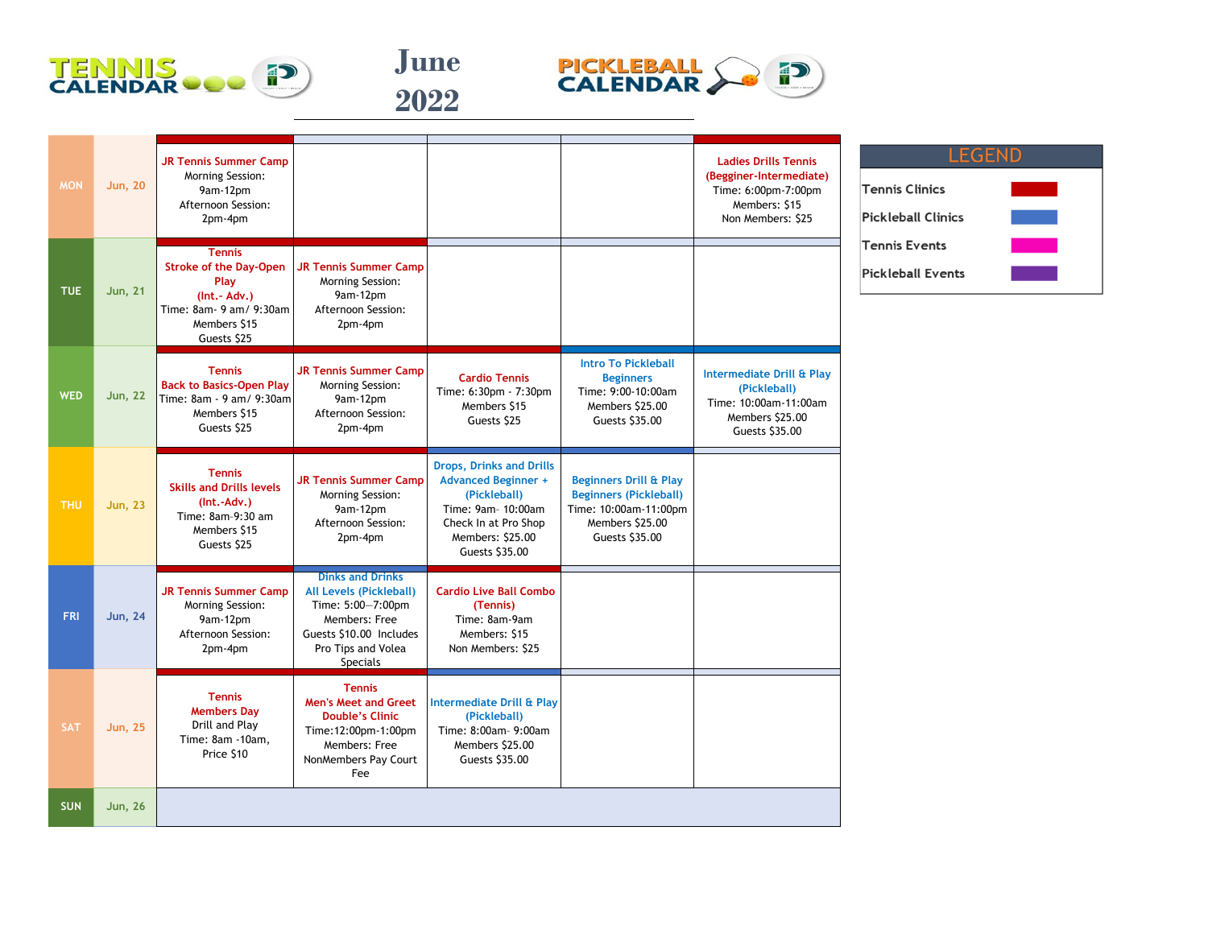# TENNIS CALENDAR

# June 2022

# PICKLEBALL CALENDAR

| Day | Date | | | | | |
|---|---|---|---|---|---|---|
| MON | Jun, 20 | JR Tennis Summer Camp<br>Morning Session:<br>9am-12pm<br>Afternoon Session:<br>2pm-4pm | | | | Ladies Drills Tennis<br>(Begginer-Intermediate)<br>Time: 6:00pm-7:00pm<br>Members: $15<br>Non Members: $25 |
| TUE | Jun, 21 | Tennis<br>Stroke of the Day-Open Play<br>(Int.- Adv.)<br>Time: 8am- 9 am/ 9:30am<br>Members $15<br>Guests $25 | JR Tennis Summer Camp<br>Morning Session:<br>9am-12pm<br>Afternoon Session:<br>2pm-4pm | | | |
| WED | Jun, 22 | Tennis<br>Back to Basics-Open Play<br>Time: 8am - 9 am/ 9:30am<br>Members $15<br>Guests $25 | JR Tennis Summer Camp<br>Morning Session:<br>9am-12pm<br>Afternoon Session:<br>2pm-4pm | Cardio Tennis<br>Time: 6:30pm - 7:30pm<br>Members $15<br>Guests $25 | Intro To Pickleball Beginners<br>Time: 9:00-10:00am<br>Members $25.00<br>Guests $35.00 | Intermediate Drill & Play (Pickleball)<br>Time: 10:00am-11:00am<br>Members $25.00<br>Guests $35.00 |
| THU | Jun, 23 | Tennis<br>Skills and Drills levels<br>(Int.-Adv.)<br>Time: 8am-9:30 am<br>Members $15<br>Guests $25 | JR Tennis Summer Camp<br>Morning Session:<br>9am-12pm<br>Afternoon Session:<br>2pm-4pm | Drops, Drinks and Drills<br>Advanced Beginner +<br>(Pickleball)<br>Time: 9am- 10:00am<br>Check In at Pro Shop<br>Members: $25.00<br>Guests $35.00 | Beginners Drill & Play<br>Beginners (Pickleball)<br>Time: 10:00am-11:00pm<br>Members $25.00<br>Guests $35.00 | |
| FRI | Jun, 24 | JR Tennis Summer Camp<br>Morning Session:<br>9am-12pm<br>Afternoon Session:<br>2pm-4pm | Dinks and Drinks<br>All Levels (Pickleball)<br>Time: 5:00—7:00pm<br>Members: Free<br>Guests $10.00 Includes Pro Tips and Volea Specials | Cardio Live Ball Combo (Tennis)<br>Time: 8am-9am<br>Members: $15<br>Non Members: $25 | | |
| SAT | Jun, 25 | Tennis<br>Members Day<br>Drill and Play<br>Time: 8am -10am,<br>Price $10 | Tennis<br>Men's Meet and Greet Double's Clinic<br>Time:12:00pm-1:00pm<br>Members: Free<br>NonMembers Pay Court Fee | Intermediate Drill & Play (Pickleball)<br>Time: 8:00am- 9:00am<br>Members $25.00<br>Guests $35.00 | | |
| SUN | Jun, 26 | | | | | |

## LEGEND

- Tennis Clinics
- Pickleball Clinics
- Tennis Events
- Pickleball Events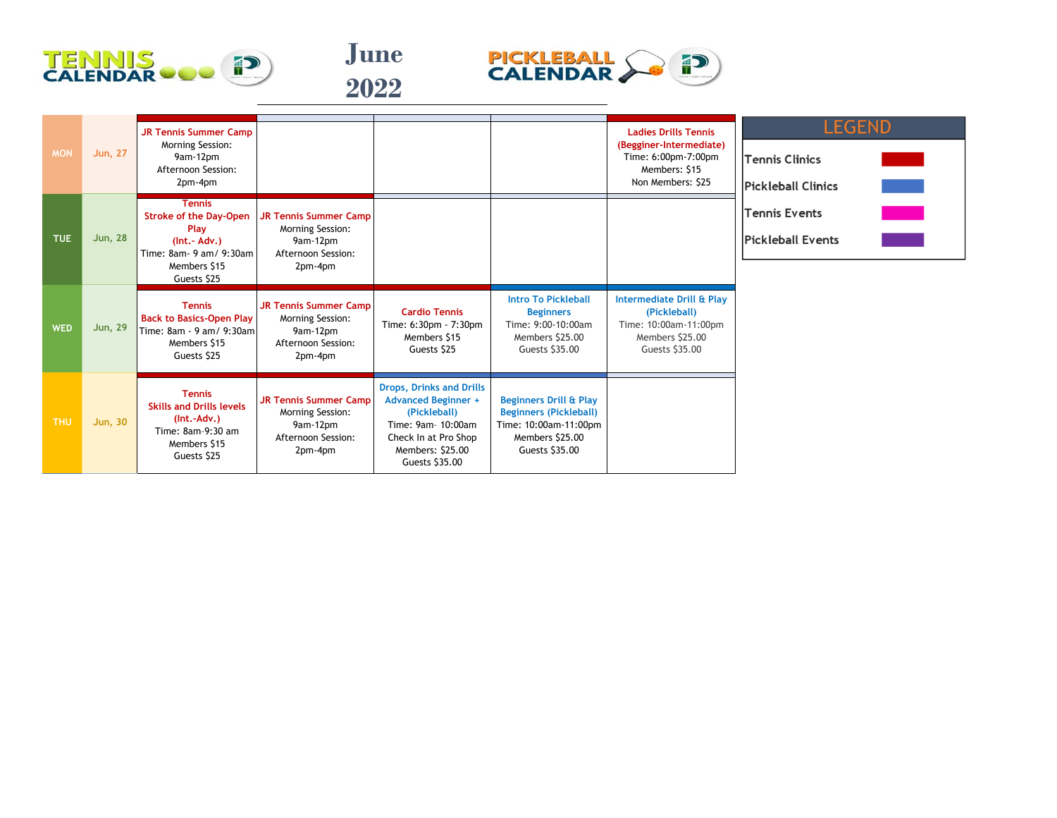# TENNIS CALENDAR

# June 2022

# PICKLEBALL CALENDAR

| Day | Date | | | | | |
|---|---|---|---|---|---|---|
| MON | Jun, 27 | **JR Tennis Summer Camp** Morning Session: 9am-12pm Afternoon Session: 2pm-4pm | | | | **Ladies Drills Tennis (Begginer-Intermediate)** Time: 6:00pm-7:00pm Members: $15 Non Members: $25 |
| TUE | Jun, 28 | **Tennis Stroke of the Day-Open Play (Int.- Adv.)** Time: 8am- 9 am/ 9:30am Members $15 Guests $25 | **JR Tennis Summer Camp** Morning Session: 9am-12pm Afternoon Session: 2pm-4pm | | | |
| WED | Jun, 29 | **Tennis Back to Basics-Open Play** Time: 8am - 9 am/ 9:30am Members $15 Guests $25 | **JR Tennis Summer Camp** Morning Session: 9am-12pm Afternoon Session: 2pm-4pm | **Cardio Tennis** Time: 6:30pm - 7:30pm Members $15 Guests $25 | **Intro To Pickleball Beginners** Time: 9:00-10:00am Members $25.00 Guests $35.00 | **Intermediate Drill & Play (Pickleball)** Time: 10:00am-11:00pm Members $25.00 Guests $35.00 |
| THU | Jun, 30 | **Tennis Skills and Drills levels (Int.-Adv.)** Time: 8am-9:30 am Members $15 Guests $25 | **JR Tennis Summer Camp** Morning Session: 9am-12pm Afternoon Session: 2pm-4pm | **Drops, Drinks and Drills Advanced Beginner + (Pickleball)** Time: 9am- 10:00am Check In at Pro Shop Members: $25.00 Guests $35.00 | **Beginners Drill & Play Beginners (Pickleball)** Time: 10:00am-11:00pm Members $25.00 Guests $35.00 | |

| LEGEND | |
|---|---|
| Tennis Clinics | Red |
| Pickleball Clinics | Blue |
| Tennis Events | Pink |
| Pickleball Events | Purple |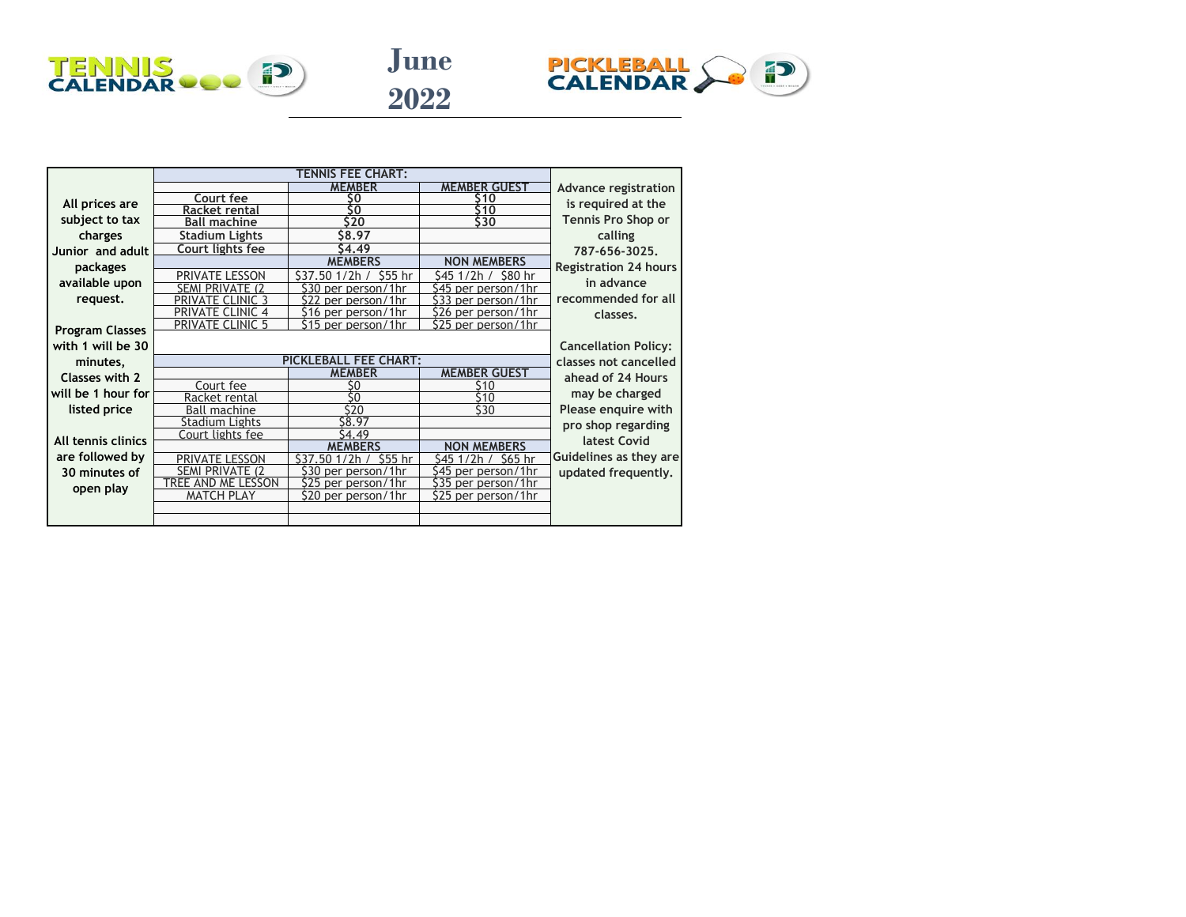# TENNIS CALENDAR

# June 2022

# PICKLEBALL CALENDAR

All prices are subject to tax charges
Junior and adult packages available upon request.

Program Classes with 1 will be 30 minutes, Classes with 2 will be 1 hour for listed price

All tennis clinics are followed by 30 minutes of open play

| TENNIS FEE CHART: | | |
|---|---|---|
| | MEMBER | MEMBER GUEST |
| Court fee | $0 | $10 |
| Racket rental | $0 | $10 |
| Ball machine | $20 | $30 |
| Stadium Lights | $8.97 | |
| Court lights fee | $4.49 | |
| | MEMBERS | NON MEMBERS |
| PRIVATE LESSON | $37.50 1/2h / $55 hr | $45 1/2h / $80 hr |
| SEMI PRIVATE (2 | $30 per person/1hr | $45 per person/1hr |
| PRIVATE CLINIC 3 | $22 per person/1hr | $33 per person/1hr |
| PRIVATE CLINIC 4 | $16 per person/1hr | $26 per person/1hr |
| PRIVATE CLINIC 5 | $15 per person/1hr | $25 per person/1hr |

| PICKLEBALL FEE CHART: | | |
|---|---|---|
| | MEMBER | MEMBER GUEST |
| Court fee | $0 | $10 |
| Racket rental | $0 | $10 |
| Ball machine | $20 | $30 |
| Stadium Lights | $8.97 | |
| Court lights fee | $4.49 | |
| | MEMBERS | NON MEMBERS |
| PRIVATE LESSON | $37.50 1/2h / $55 hr | $45 1/2h / $65 hr |
| SEMI PRIVATE (2 | $30 per person/1hr | $45 per person/1hr |
| TREE AND ME LESSON | $25 per person/1hr | $35 per person/1hr |
| MATCH PLAY | $20 per person/1hr | $25 per person/1hr |

Advance registration is required at the Tennis Pro Shop or calling 787-656-3025. Registration 24 hours in advance recommended for all classes.

Cancellation Policy: classes not cancelled ahead of 24 Hours may be charged
Please enquire with pro shop regarding latest Covid Guidelines as they are updated frequently.